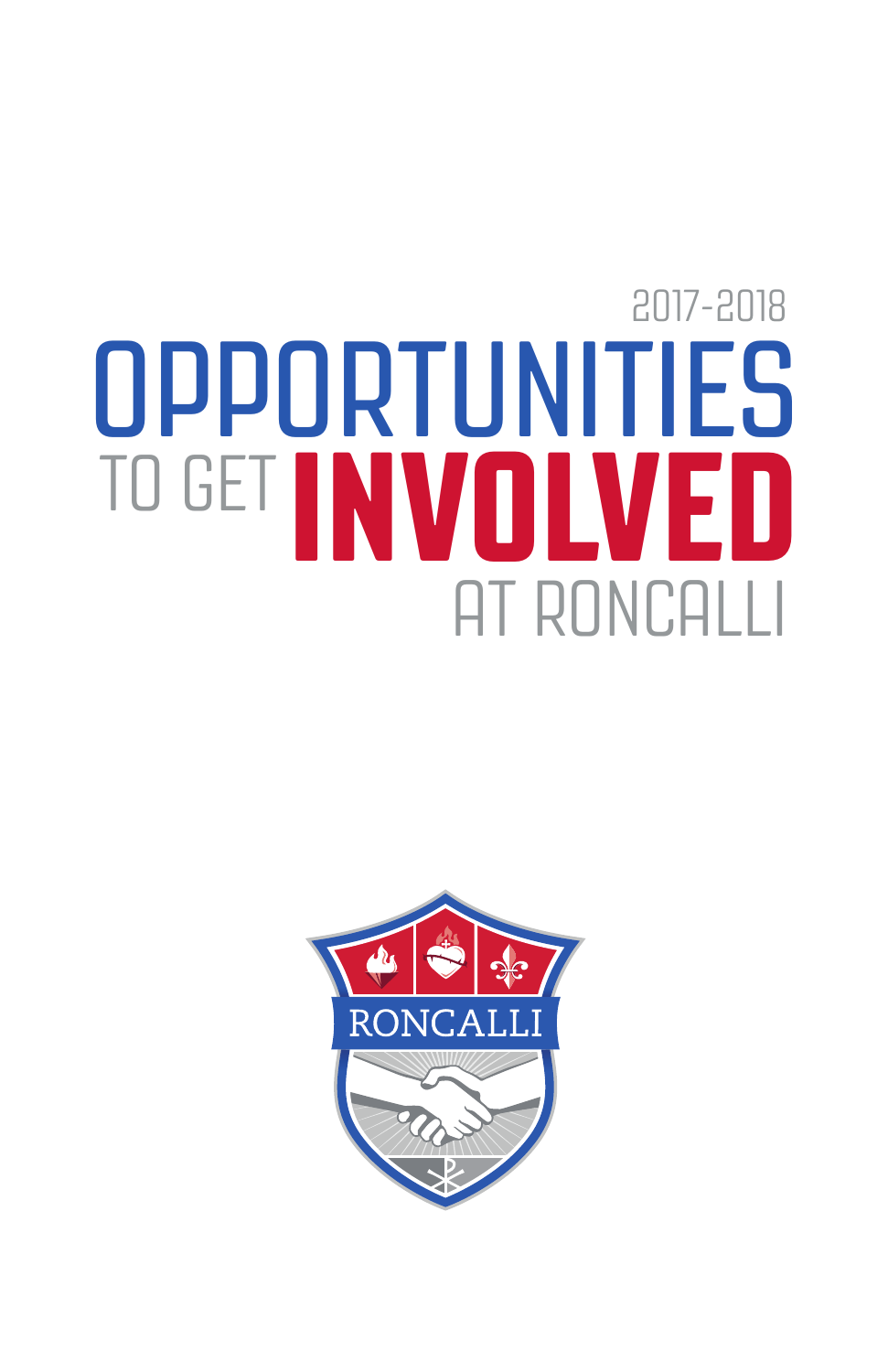2017-2018

# OPPORTUNITIES TO GET INVOLVED AT RONCALLI

RONCALLI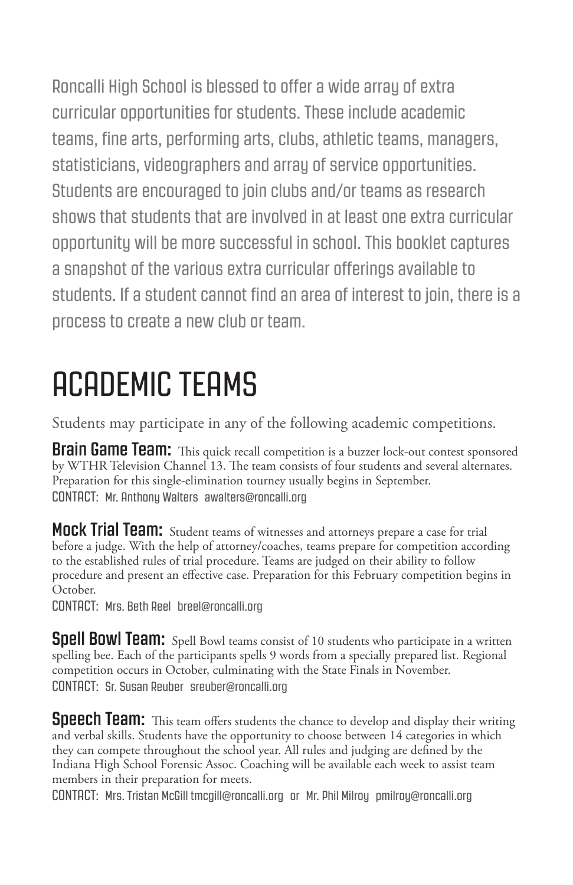Roncalli High School is blessed to offer a wide array of extra curricular opportunities for students. These include academic teams, fine arts, performing arts, clubs, athletic teams, managers, statisticians, videographers and array of service opportunities. Students are encouraged to join clubs and/or teams as research shows that students that are involved in at least one extra curricular opportunity will be more successful in school. This booklet captures a snapshot of the various extra curricular offerings available to students. If a student cannot find an area of interest to join, there is a process to create a new club or team.

# ACADEMIC TEAMS

Students may participate in any of the following academic competitions.

**Brain Game Team:** This quick recall competition is a buzzer lock-out contest sponsored by WTHR Television Channel 13. The team consists of four students and several alternates. Preparation for this single-elimination tourney usually begins in September.
CONTACT: Mr. Anthony Walters awalters@roncalli.org

**Mock Trial Team:** Student teams of witnesses and attorneys prepare a case for trial before a judge. With the help of attorney/coaches, teams prepare for competition according to the established rules of trial procedure. Teams are judged on their ability to follow procedure and present an effective case. Preparation for this February competition begins in October.
CONTACT: Mrs. Beth Reel breel@roncalli.org

**Spell Bowl Team:** Spell Bowl teams consist of 10 students who participate in a written spelling bee. Each of the participants spells 9 words from a specially prepared list. Regional competition occurs in October, culminating with the State Finals in November.
CONTACT: Sr. Susan Reuber sreuber@roncalli.org

**Speech Team:** This team offers students the chance to develop and display their writing and verbal skills. Students have the opportunity to choose between 14 categories in which they can compete throughout the school year. All rules and judging are defined by the Indiana High School Forensic Assoc. Coaching will be available each week to assist team members in their preparation for meets.
CONTACT: Mrs. Tristan McGill tmcgill@roncalli.org or Mr. Phil Milroy pmilroy@roncalli.org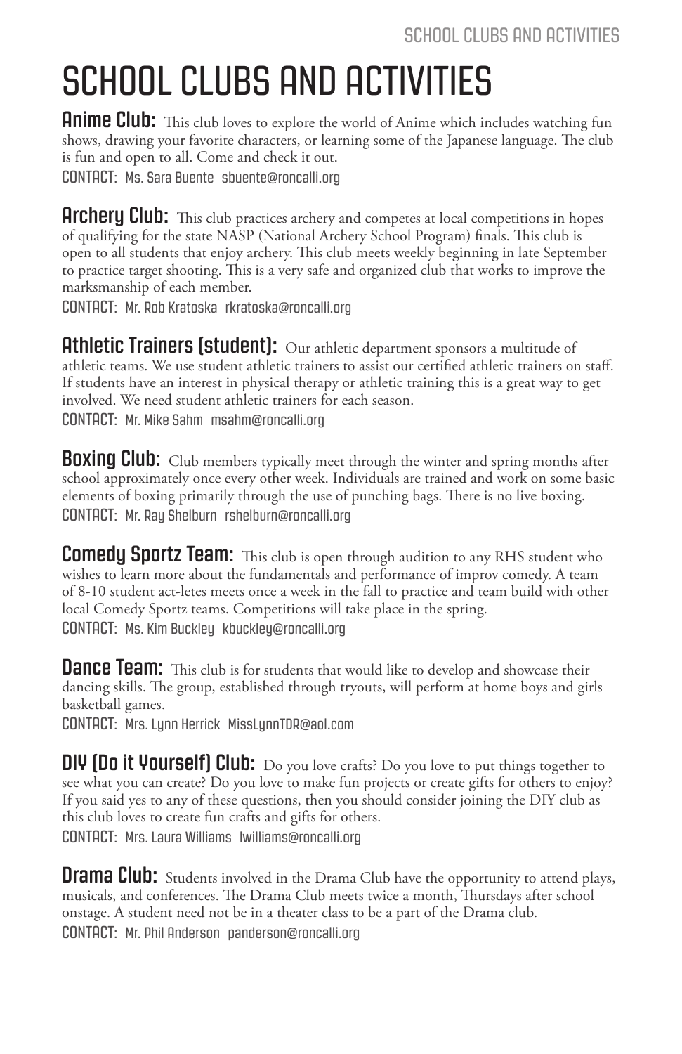# SCHOOL CLUBS AND ACTIVITIES

**Anime Club:** This club loves to explore the world of Anime which includes watching fun shows, drawing your favorite characters, or learning some of the Japanese language. The club is fun and open to all. Come and check it out.
CONTACT: Ms. Sara Buente sbuente@roncalli.org

**Archery Club:** This club practices archery and competes at local competitions in hopes of qualifying for the state NASP (National Archery School Program) finals. This club is open to all students that enjoy archery. This club meets weekly beginning in late September to practice target shooting. This is a very safe and organized club that works to improve the marksmanship of each member.
CONTACT: Mr. Rob Kratoska rkratoska@roncalli.org

**Athletic Trainers (student):** Our athletic department sponsors a multitude of athletic teams. We use student athletic trainers to assist our certified athletic trainers on staff. If students have an interest in physical therapy or athletic training this is a great way to get involved. We need student athletic trainers for each season.
CONTACT: Mr. Mike Sahm msahm@roncalli.org

**Boxing Club:** Club members typically meet through the winter and spring months after school approximately once every other week. Individuals are trained and work on some basic elements of boxing primarily through the use of punching bags. There is no live boxing.
CONTACT: Mr. Ray Shelburn rshelburn@roncalli.org

**Comedy Sportz Team:** This club is open through audition to any RHS student who wishes to learn more about the fundamentals and performance of improv comedy. A team of 8-10 student act-letes meets once a week in the fall to practice and team build with other local Comedy Sportz teams. Competitions will take place in the spring.
CONTACT: Ms. Kim Buckley kbuckley@roncalli.org

**Dance Team:** This club is for students that would like to develop and showcase their dancing skills. The group, established through tryouts, will perform at home boys and girls basketball games.
CONTACT: Mrs. Lynn Herrick MissLynnTDR@aol.com

**DIY (Do it Yourself) Club:** Do you love crafts? Do you love to put things together to see what you can create? Do you love to make fun projects or create gifts for others to enjoy? If you said yes to any of these questions, then you should consider joining the DIY club as this club loves to create fun crafts and gifts for others.
CONTACT: Mrs. Laura Williams lwilliams@roncalli.org

**Drama Club:** Students involved in the Drama Club have the opportunity to attend plays, musicals, and conferences. The Drama Club meets twice a month, Thursdays after school onstage. A student need not be in a theater class to be a part of the Drama club.
CONTACT: Mr. Phil Anderson panderson@roncalli.org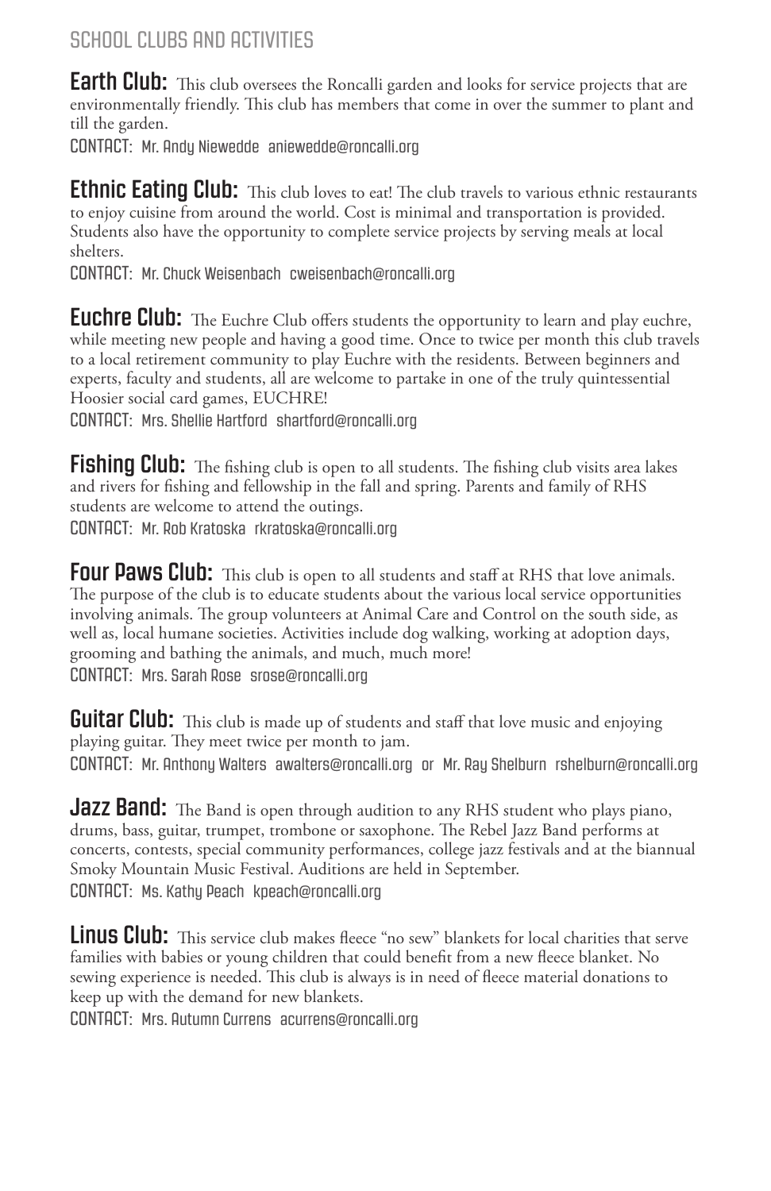## SCHOOL CLUBS AND ACTIVITIES

**Earth Club:** This club oversees the Roncalli garden and looks for service projects that are environmentally friendly. This club has members that come in over the summer to plant and till the garden.
CONTACT: Mr. Andy Niewedde aniewedde@roncalli.org

**Ethnic Eating Club:** This club loves to eat! The club travels to various ethnic restaurants to enjoy cuisine from around the world. Cost is minimal and transportation is provided. Students also have the opportunity to complete service projects by serving meals at local shelters.
CONTACT: Mr. Chuck Weisenbach cweisenbach@roncalli.org

**Euchre Club:** The Euchre Club offers students the opportunity to learn and play euchre, while meeting new people and having a good time. Once to twice per month this club travels to a local retirement community to play Euchre with the residents. Between beginners and experts, faculty and students, all are welcome to partake in one of the truly quintessential Hoosier social card games, EUCHRE!
CONTACT: Mrs. Shellie Hartford shartford@roncalli.org

**Fishing Club:** The fishing club is open to all students. The fishing club visits area lakes and rivers for fishing and fellowship in the fall and spring. Parents and family of RHS students are welcome to attend the outings.
CONTACT: Mr. Rob Kratoska rkratoska@roncalli.org

**Four Paws Club:** This club is open to all students and staff at RHS that love animals. The purpose of the club is to educate students about the various local service opportunities involving animals. The group volunteers at Animal Care and Control on the south side, as well as, local humane societies. Activities include dog walking, working at adoption days, grooming and bathing the animals, and much, much more!
CONTACT: Mrs. Sarah Rose srose@roncalli.org

**Guitar Club:** This club is made up of students and staff that love music and enjoying playing guitar. They meet twice per month to jam.
CONTACT: Mr. Anthony Walters awalters@roncalli.org or Mr. Ray Shelburn rshelburn@roncalli.org

**Jazz Band:** The Band is open through audition to any RHS student who plays piano, drums, bass, guitar, trumpet, trombone or saxophone. The Rebel Jazz Band performs at concerts, contests, special community performances, college jazz festivals and at the biannual Smoky Mountain Music Festival. Auditions are held in September.
CONTACT: Ms. Kathy Peach kpeach@roncalli.org

**Linus Club:** This service club makes fleece "no sew" blankets for local charities that serve families with babies or young children that could benefit from a new fleece blanket. No sewing experience is needed. This club is always is in need of fleece material donations to keep up with the demand for new blankets.
CONTACT: Mrs. Autumn Currens acurrens@roncalli.org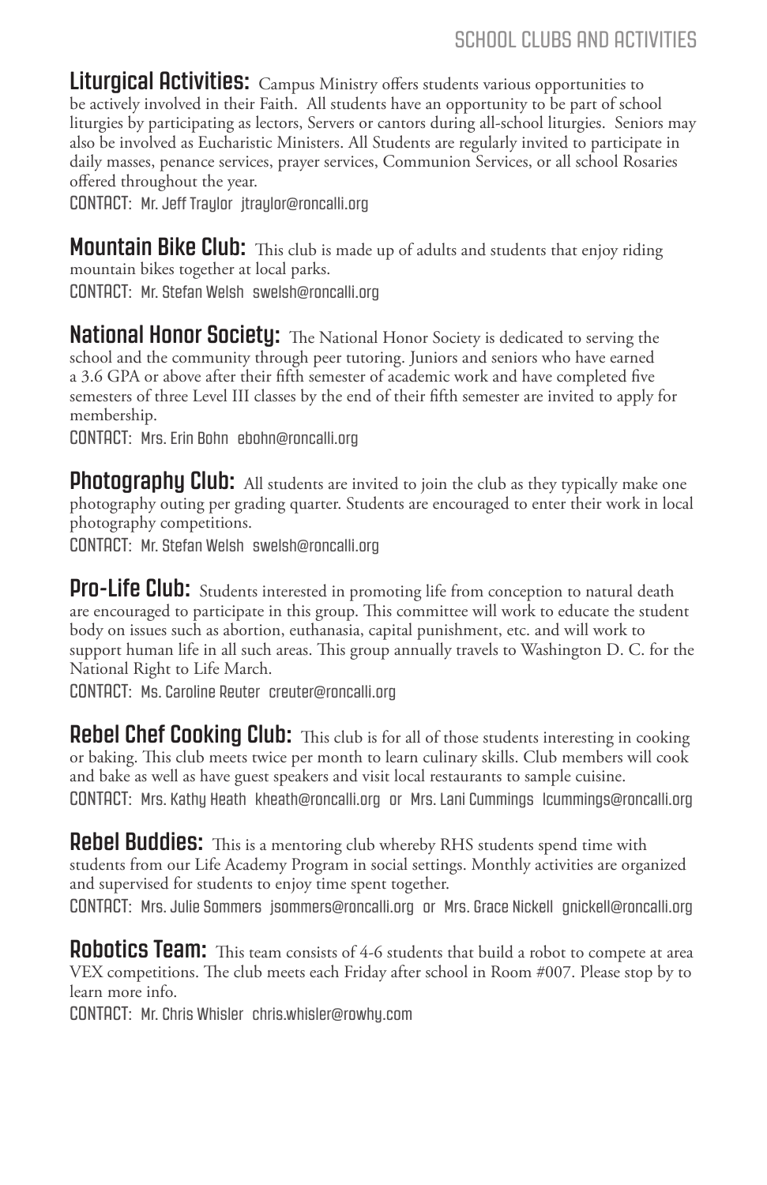**Liturgical Activities:** Campus Ministry offers students various opportunities to be actively involved in their Faith. All students have an opportunity to be part of school liturgies by participating as lectors, Servers or cantors during all-school liturgies. Seniors may also be involved as Eucharistic Ministers. All Students are regularly invited to participate in daily masses, penance services, prayer services, Communion Services, or all school Rosaries offered throughout the year.

CONTACT: Mr. Jeff Traylor jtraylor@roncalli.org

**Mountain Bike Club:** This club is made up of adults and students that enjoy riding mountain bikes together at local parks.

CONTACT: Mr. Stefan Welsh swelsh@roncalli.org

**National Honor Society:** The National Honor Society is dedicated to serving the school and the community through peer tutoring. Juniors and seniors who have earned a 3.6 GPA or above after their fifth semester of academic work and have completed five semesters of three Level III classes by the end of their fifth semester are invited to apply for membership.

CONTACT: Mrs. Erin Bohn ebohn@roncalli.org

**Photography Club:** All students are invited to join the club as they typically make one photography outing per grading quarter. Students are encouraged to enter their work in local photography competitions.

CONTACT: Mr. Stefan Welsh swelsh@roncalli.org

**Pro-Life Club:** Students interested in promoting life from conception to natural death are encouraged to participate in this group. This committee will work to educate the student body on issues such as abortion, euthanasia, capital punishment, etc. and will work to support human life in all such areas. This group annually travels to Washington D. C. for the National Right to Life March.

CONTACT: Ms. Caroline Reuter creuter@roncalli.org

**Rebel Chef Cooking Club:** This club is for all of those students interesting in cooking or baking. This club meets twice per month to learn culinary skills. Club members will cook and bake as well as have guest speakers and visit local restaurants to sample cuisine.

CONTACT: Mrs. Kathy Heath kheath@roncalli.org or Mrs. Lani Cummings lcummings@roncalli.org

**Rebel Buddies:** This is a mentoring club whereby RHS students spend time with students from our Life Academy Program in social settings. Monthly activities are organized and supervised for students to enjoy time spent together.

CONTACT: Mrs. Julie Sommers jsommers@roncalli.org or Mrs. Grace Nickell gnickell@roncalli.org

**Robotics Team:** This team consists of 4-6 students that build a robot to compete at area VEX competitions. The club meets each Friday after school in Room #007. Please stop by to learn more info.

CONTACT: Mr. Chris Whisler chris.whisler@rowhy.com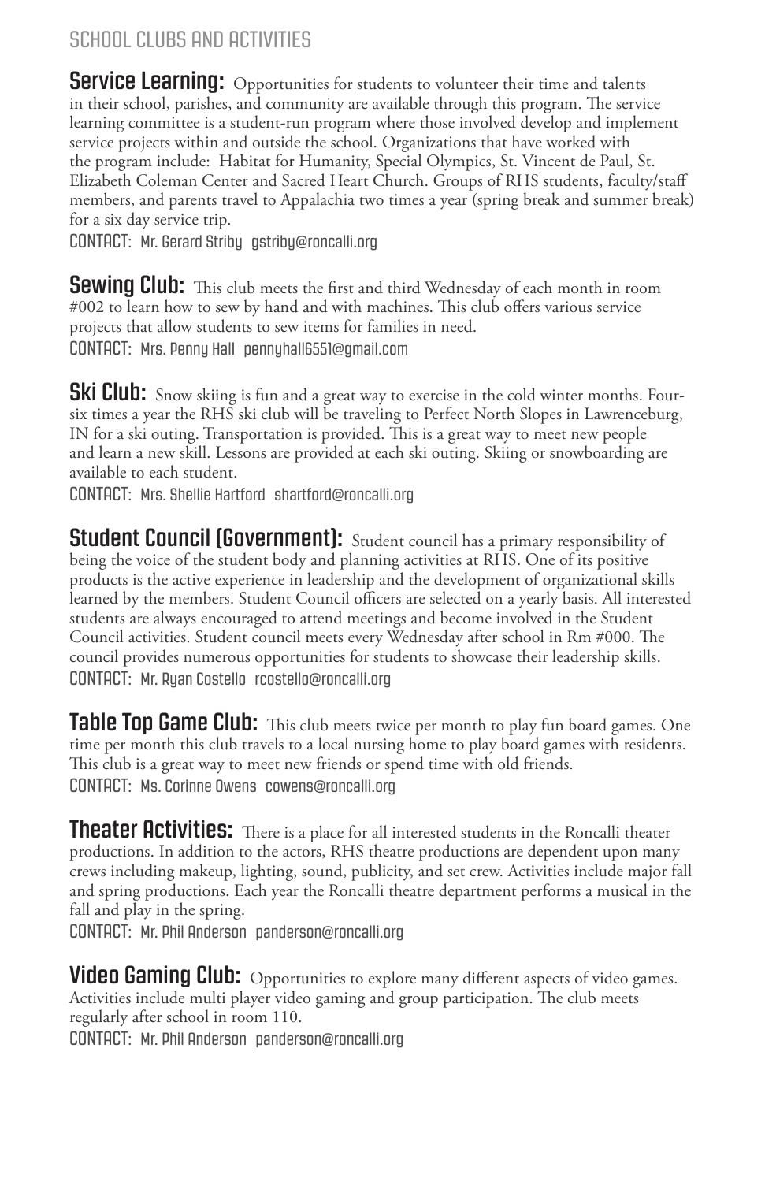## SCHOOL CLUBS AND ACTIVITIES

**Service Learning:** Opportunities for students to volunteer their time and talents in their school, parishes, and community are available through this program. The service learning committee is a student-run program where those involved develop and implement service projects within and outside the school. Organizations that have worked with the program include: Habitat for Humanity, Special Olympics, St. Vincent de Paul, St. Elizabeth Coleman Center and Sacred Heart Church. Groups of RHS students, faculty/staff members, and parents travel to Appalachia two times a year (spring break and summer break) for a six day service trip.

CONTACT: Mr. Gerard Striby gstriby@roncalli.org

**Sewing Club:** This club meets the first and third Wednesday of each month in room #002 to learn how to sew by hand and with machines. This club offers various service projects that allow students to sew items for families in need.

CONTACT: Mrs. Penny Hall pennyhall6551@gmail.com

**Ski Club:** Snow skiing is fun and a great way to exercise in the cold winter months. Four-six times a year the RHS ski club will be traveling to Perfect North Slopes in Lawrenceburg, IN for a ski outing. Transportation is provided. This is a great way to meet new people and learn a new skill. Lessons are provided at each ski outing. Skiing or snowboarding are available to each student.

CONTACT: Mrs. Shellie Hartford shartford@roncalli.org

**Student Council (Government):** Student council has a primary responsibility of being the voice of the student body and planning activities at RHS. One of its positive products is the active experience in leadership and the development of organizational skills learned by the members. Student Council officers are selected on a yearly basis. All interested students are always encouraged to attend meetings and become involved in the Student Council activities. Student council meets every Wednesday after school in Rm #000. The council provides numerous opportunities for students to showcase their leadership skills.

CONTACT: Mr. Ryan Costello rcostello@roncalli.org

**Table Top Game Club:** This club meets twice per month to play fun board games. One time per month this club travels to a local nursing home to play board games with residents. This club is a great way to meet new friends or spend time with old friends.

CONTACT: Ms. Corinne Owens cowens@roncalli.org

**Theater Activities:** There is a place for all interested students in the Roncalli theater productions. In addition to the actors, RHS theatre productions are dependent upon many crews including makeup, lighting, sound, publicity, and set crew. Activities include major fall and spring productions. Each year the Roncalli theatre department performs a musical in the fall and play in the spring.

CONTACT: Mr. Phil Anderson panderson@roncalli.org

**Video Gaming Club:** Opportunities to explore many different aspects of video games. Activities include multi player video gaming and group participation. The club meets regularly after school in room 110.

CONTACT: Mr. Phil Anderson panderson@roncalli.org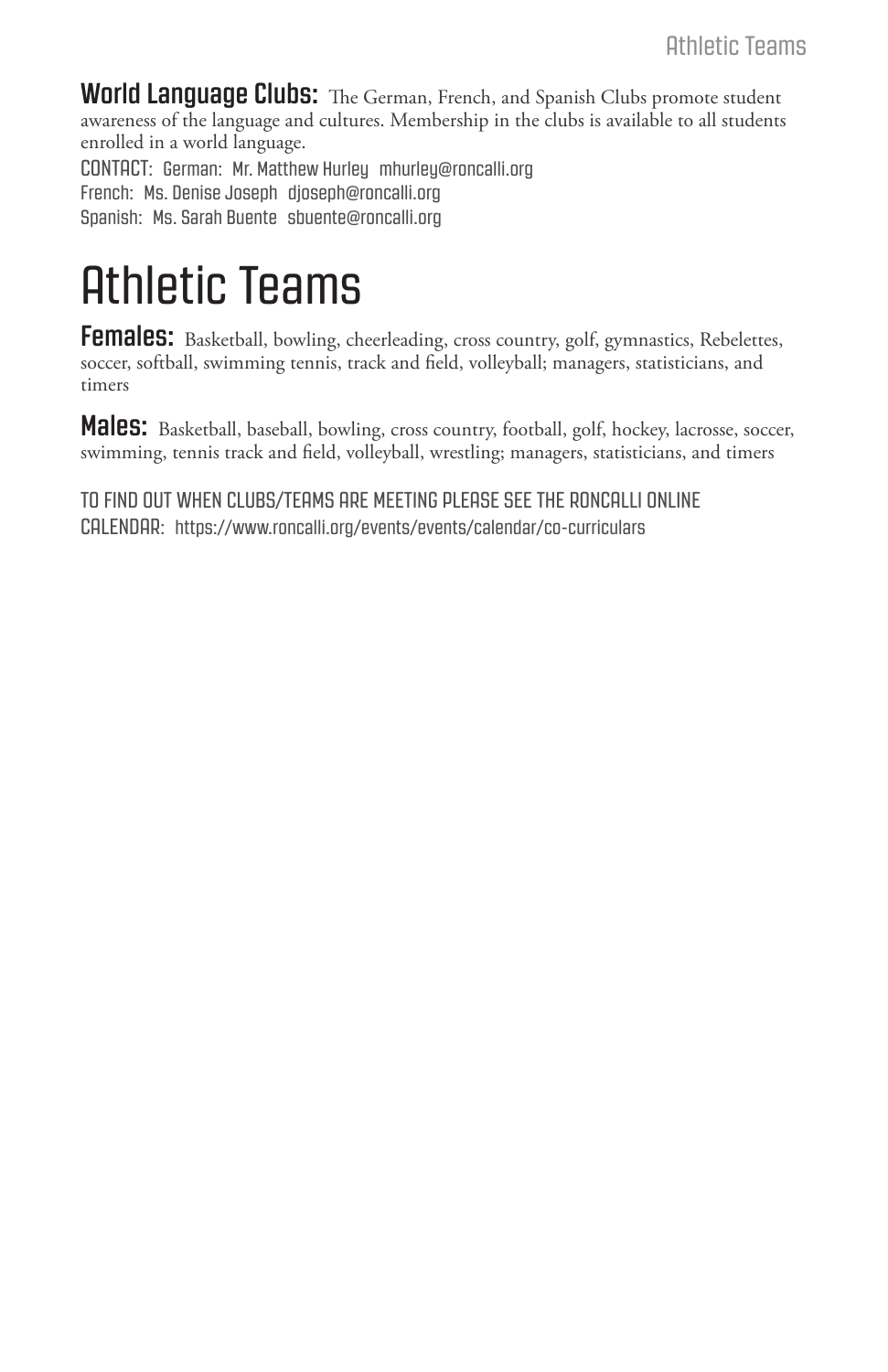**World Language Clubs:** The German, French, and Spanish Clubs promote student awareness of the language and cultures. Membership in the clubs is available to all students enrolled in a world language.

CONTACT: German: Mr. Matthew Hurley mhurley@roncalli.org
French: Ms. Denise Joseph djoseph@roncalli.org
Spanish: Ms. Sarah Buente sbuente@roncalli.org

# Athletic Teams

**Females:** Basketball, bowling, cheerleading, cross country, golf, gymnastics, Rebelettes, soccer, softball, swimming tennis, track and field, volleyball; managers, statisticians, and timers

**Males:** Basketball, baseball, bowling, cross country, football, golf, hockey, lacrosse, soccer, swimming, tennis track and field, volleyball, wrestling; managers, statisticians, and timers

TO FIND OUT WHEN CLUBS/TEAMS ARE MEETING PLEASE SEE THE RONCALLI ONLINE CALENDAR: https://www.roncalli.org/events/events/calendar/co-curriculars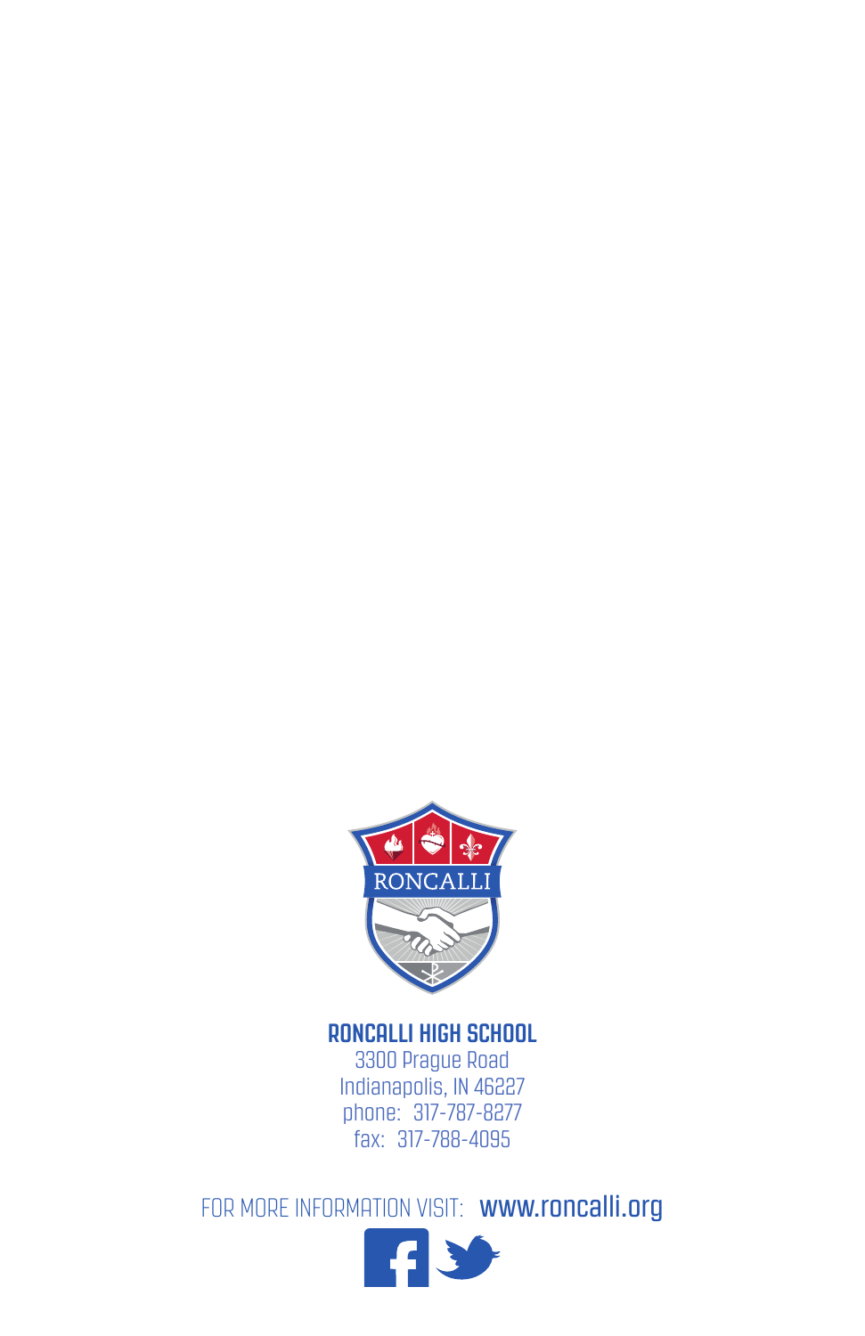**RONCALLI HIGH SCHOOL**
3300 Prague Road
Indianapolis, IN 46227
phone: 317-787-8277
fax: 317-788-4095

FOR MORE INFORMATION VISIT: **www.roncalli.org**